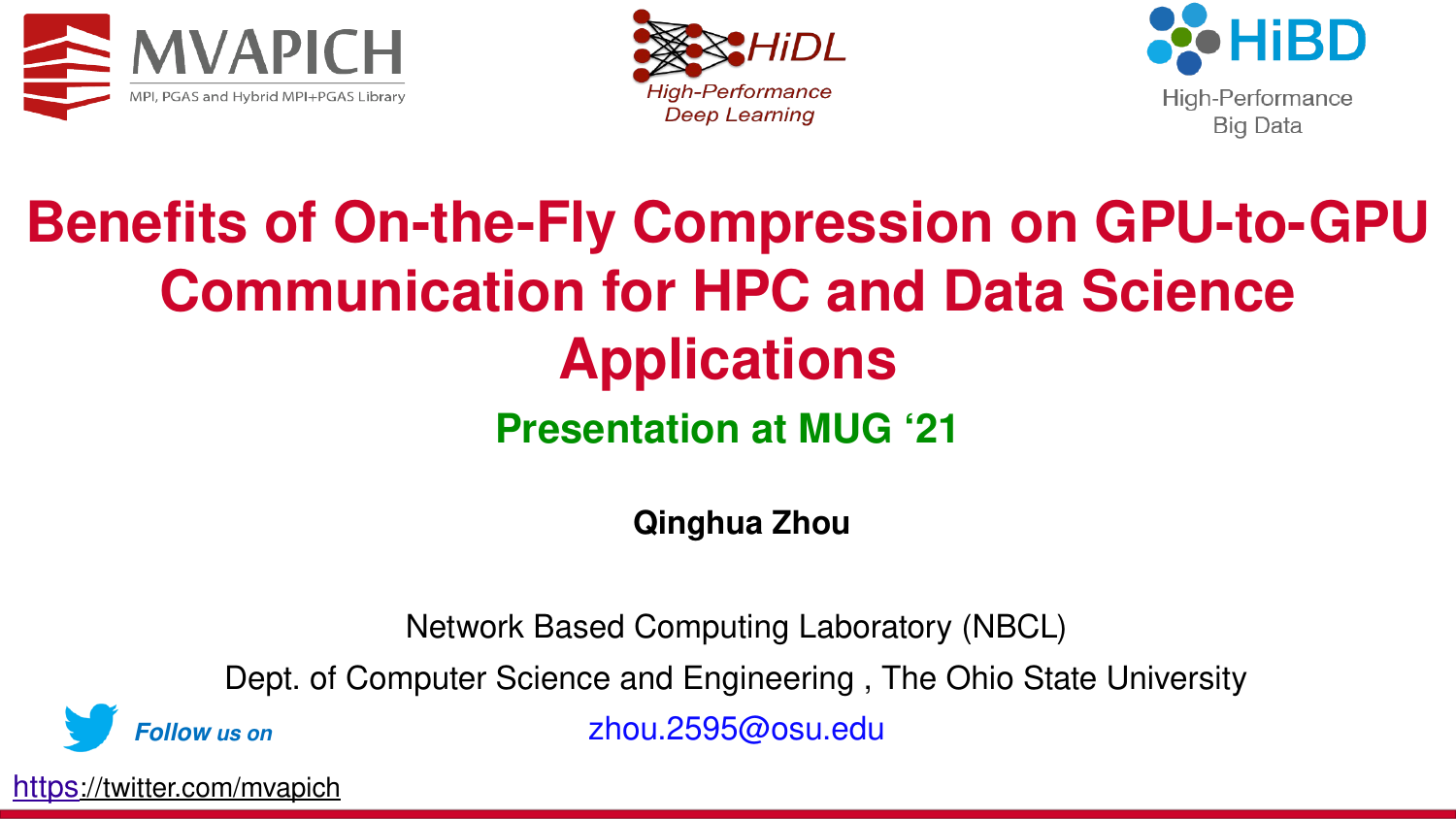MVAPICH

MPI, PGAS and Hybrid MPI+PGAS Library

HiDL

*High-Performance Deep Learning*

HiBD

High-Performance Big Data

# Benefits of On-the-Fly Compression on GPU-to-GPU Communication for HPC and Data Science Applications

## Presentation at MUG '21

**Qinghua Zhou**

Network Based Computing Laboratory (NBCL)

Dept. of Computer Science and Engineering , The Ohio State University

zhou.2595@osu.edu

***Follow us on***

https://twitter.com/mvapich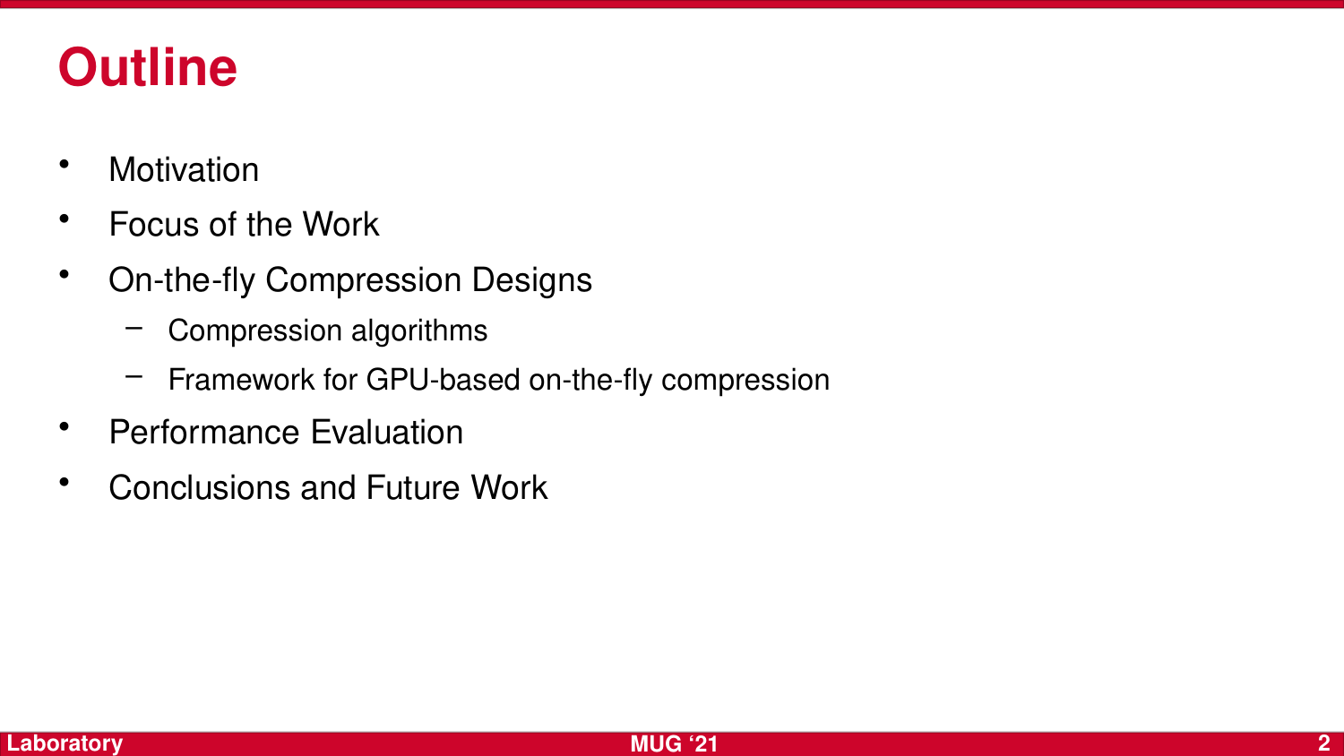# Outline

- Motivation
- Focus of the Work
- On-the-fly Compression Designs
  - Compression algorithms
  - Framework for GPU-based on-the-fly compression
- Performance Evaluation
- Conclusions and Future Work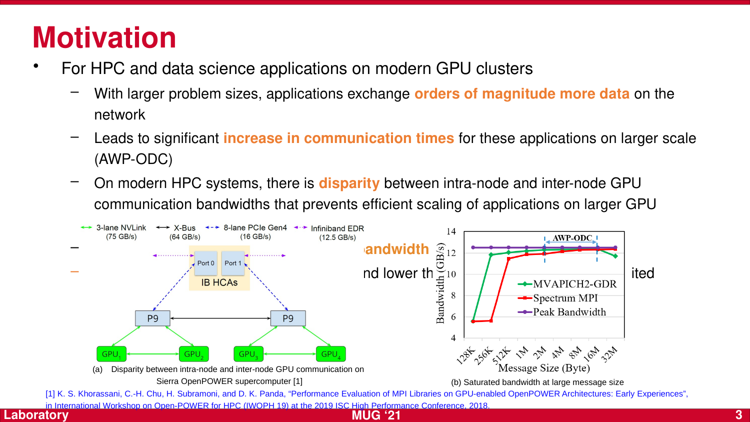# Motivation

- For HPC and data science applications on modern GPU clusters
  - With larger problem sizes, applications exchange **orders of magnitude more data** on the network
  - Leads to significant **increase in communication times** for these applications on larger scale (AWP-ODC)
  - On modern HPC systems, there is **disparity** between intra-node and inter-node GPU communication bandwidths that prevents efficient scaling of applications on larger GPU
  - …andwidth
  - …nd lower th… …ited

(a) Disparity between intra-node and inter-node GPU communication on Sierra OpenPOWER supercomputer [1]

(b) Saturated bandwidth at large message size

[1] K. S. Khorassani, C.-H. Chu, H. Subramoni, and D. K. Panda, "Performance Evaluation of MPI Libraries on GPU-enabled OpenPOWER Architectures: Early Experiences", in International Workshop on Open-POWER for HPC (IWOPH 19) at the 2019 ISC High Performance Conference, 2018.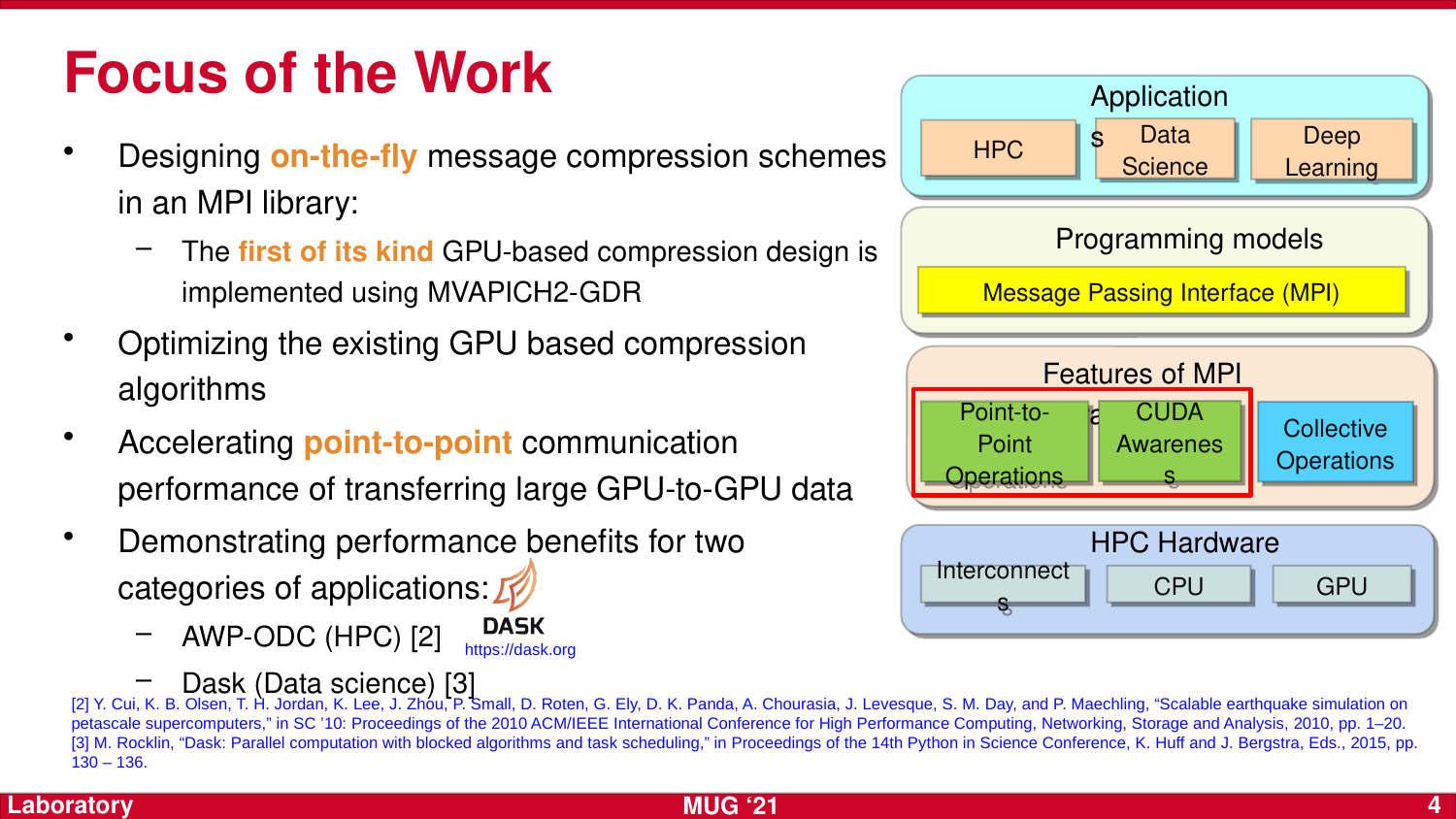# Focus of the Work

- Designing **on-the-fly** message compression schemes in an MPI library:
  - The **first of its kind** GPU-based compression design is implemented using MVAPICH2-GDR
- Optimizing the existing GPU based compression algorithms
- Accelerating **point-to-point** communication performance of transferring large GPU-to-GPU data
- Demonstrating performance benefits for two categories of applications:
  - AWP-ODC (HPC) [2]
  - Dask (Data science) [3]

DASK
https://dask.org

Application
- HPC
- Data Science
- Deep Learning

Programming models
- Message Passing Interface (MPI)

Features of MPI
- Point-to-Point Operations
- CUDA Awareness
- Collective Operations

HPC Hardware
- Interconnects
- CPU
- GPU

[2] Y. Cui, K. B. Olsen, T. H. Jordan, K. Lee, J. Zhou, P. Small, D. Roten, G. Ely, D. K. Panda, A. Chourasia, J. Levesque, S. M. Day, and P. Maechling, "Scalable earthquake simulation on petascale supercomputers," in SC '10: Proceedings of the 2010 ACM/IEEE International Conference for High Performance Computing, Networking, Storage and Analysis, 2010, pp. 1–20.

[3] M. Rocklin, "Dask: Parallel computation with blocked algorithms and task scheduling," in Proceedings of the 14th Python in Science Conference, K. Huff and J. Bergstra, Eds., 2015, pp. 130 – 136.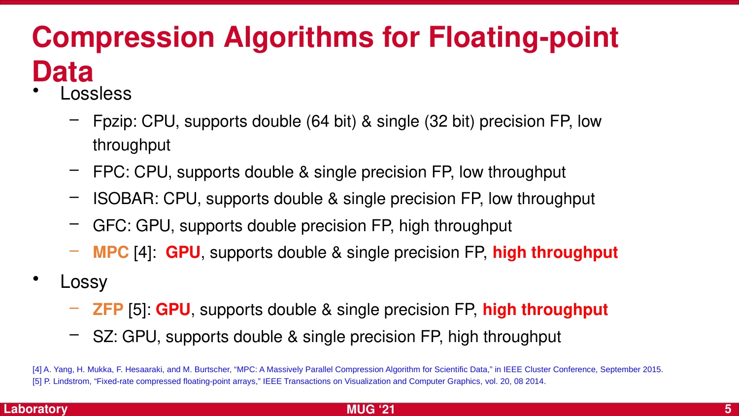# Compression Algorithms for Floating-point Data

- Lossless
  - Fpzip: CPU, supports double (64 bit) & single (32 bit) precision FP, low throughput
  - FPC: CPU, supports double & single precision FP, low throughput
  - ISOBAR: CPU, supports double & single precision FP, low throughput
  - GFC: GPU, supports double precision FP, high throughput
  - **MPC** [4]: **GPU**, supports double & single precision FP, **high throughput**
- Lossy
  - **ZFP** [5]: **GPU**, supports double & single precision FP, **high throughput**
  - SZ: GPU, supports double & single precision FP, high throughput

[4] A. Yang, H. Mukka, F. Hesaaraki, and M. Burtscher, "MPC: A Massively Parallel Compression Algorithm for Scientific Data," in IEEE Cluster Conference, September 2015.
[5] P. Lindstrom, "Fixed-rate compressed floating-point arrays," IEEE Transactions on Visualization and Computer Graphics, vol. 20, 08 2014.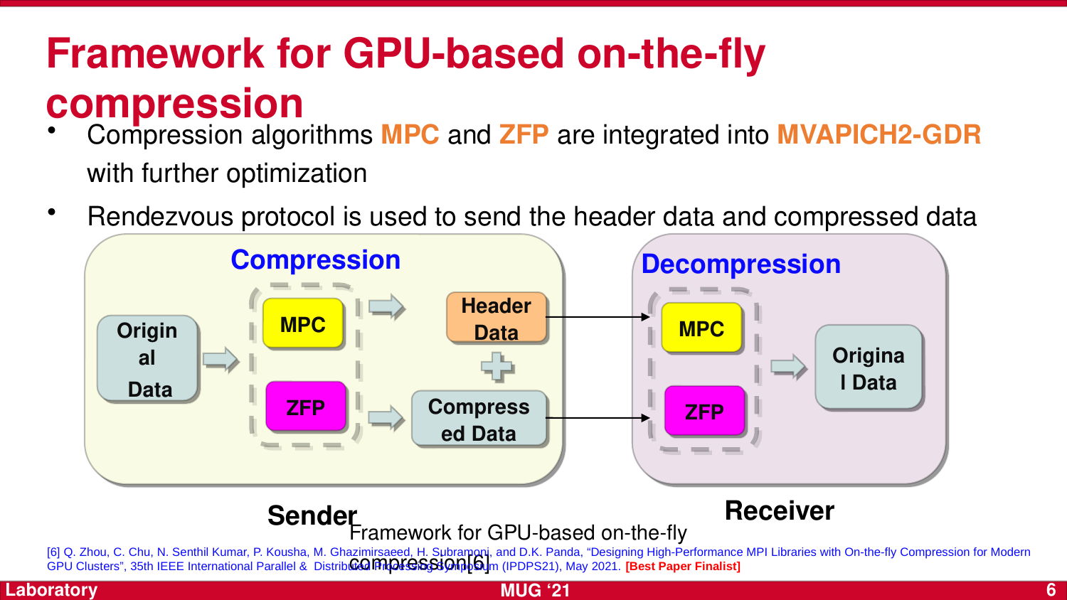# Framework for GPU-based on-the-fly compression

- Compression algorithms **MPC** and **ZFP** are integrated into **MVAPICH2-GDR** with further optimization
- Rendezvous protocol is used to send the header data and compressed data

**Compression**

Original Data → MPC / ZFP → Header Data + Compressed Data

**Decompression**

MPC / ZFP → Original Data

**Sender** **Receiver**

Framework for GPU-based on-the-fly compression[6]

[6] Q. Zhou, C. Chu, N. Senthil Kumar, P. Kousha, M. Ghazimirsaeed, H. Subramoni, and D.K. Panda, "Designing High-Performance MPI Libraries with On-the-fly Compression for Modern GPU Clusters", 35th IEEE International Parallel & Distributed Processing Symposium (IPDPS21), May 2021. **[Best Paper Finalist]**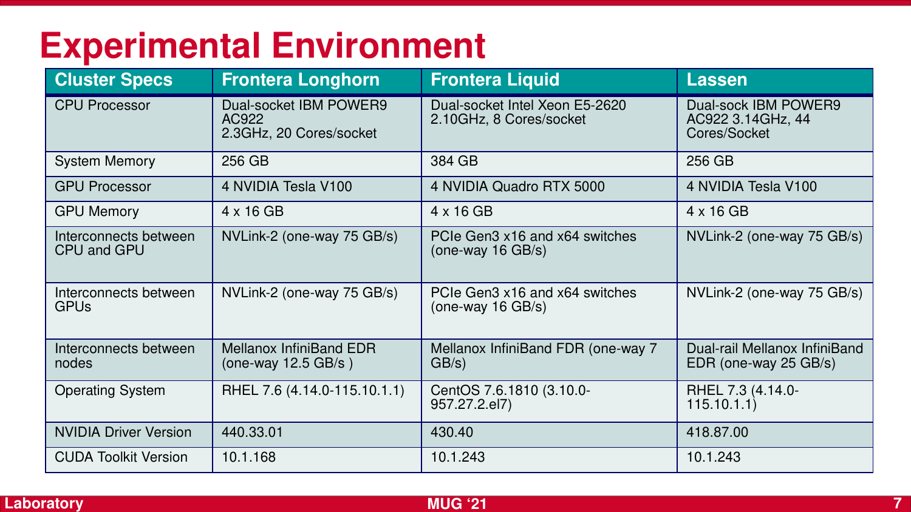# Experimental Environment

| Cluster Specs | Frontera Longhorn | Frontera Liquid | Lassen |
|---|---|---|---|
| CPU Processor | Dual-socket IBM POWER9 AC922 2.3GHz, 20 Cores/socket | Dual-socket Intel Xeon E5-2620 2.10GHz, 8 Cores/socket | Dual-sock IBM POWER9 AC922 3.14GHz, 44 Cores/Socket |
| System Memory | 256 GB | 384 GB | 256 GB |
| GPU Processor | 4 NVIDIA Tesla V100 | 4 NVIDIA Quadro RTX 5000 | 4 NVIDIA Tesla V100 |
| GPU Memory | 4 x 16 GB | 4 x 16 GB | 4 x 16 GB |
| Interconnects between CPU and GPU | NVLink-2 (one-way 75 GB/s) | PCIe Gen3 x16 and x64 switches (one-way 16 GB/s) | NVLink-2 (one-way 75 GB/s) |
| Interconnects between GPUs | NVLink-2 (one-way 75 GB/s) | PCIe Gen3 x16 and x64 switches (one-way 16 GB/s) | NVLink-2 (one-way 75 GB/s) |
| Interconnects between nodes | Mellanox InfiniBand EDR (one-way 12.5 GB/s ) | Mellanox InfiniBand FDR (one-way 7 GB/s) | Dual-rail Mellanox InfiniBand EDR (one-way 25 GB/s) |
| Operating System | RHEL 7.6 (4.14.0-115.10.1.1) | CentOS 7.6.1810 (3.10.0-957.27.2.el7) | RHEL 7.3 (4.14.0-115.10.1.1) |
| NVIDIA Driver Version | 440.33.01 | 430.40 | 418.87.00 |
| CUDA Toolkit Version | 10.1.168 | 10.1.243 | 10.1.243 |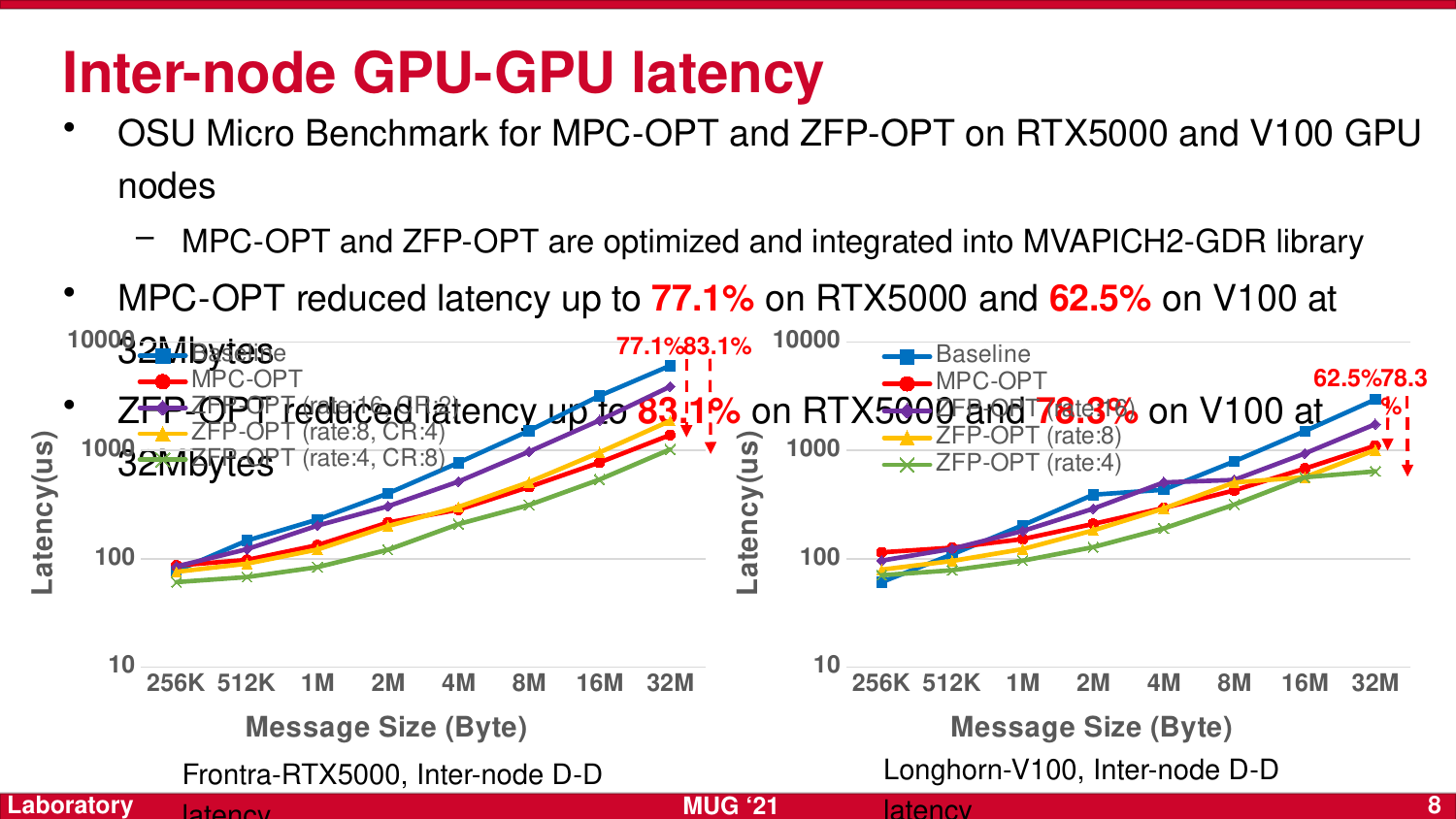# Inter-node GPU-GPU latency

- OSU Micro Benchmark for MPC-OPT and ZFP-OPT on RTX5000 and V100 GPU nodes
  - MPC-OPT and ZFP-OPT are optimized and integrated into MVAPICH2-GDR library
- MPC-OPT reduced latency up to **77.1%** on RTX5000 and **62.5%** on V100 at 32Mbytes
- ZFP-OPT reduced latency up to **83.1%** on RTX5000 and **78.3%** on V100 at 32Mbytes

Frontra-RTX5000, Inter-node D-D latency

Longhorn-V100, Inter-node D-D latency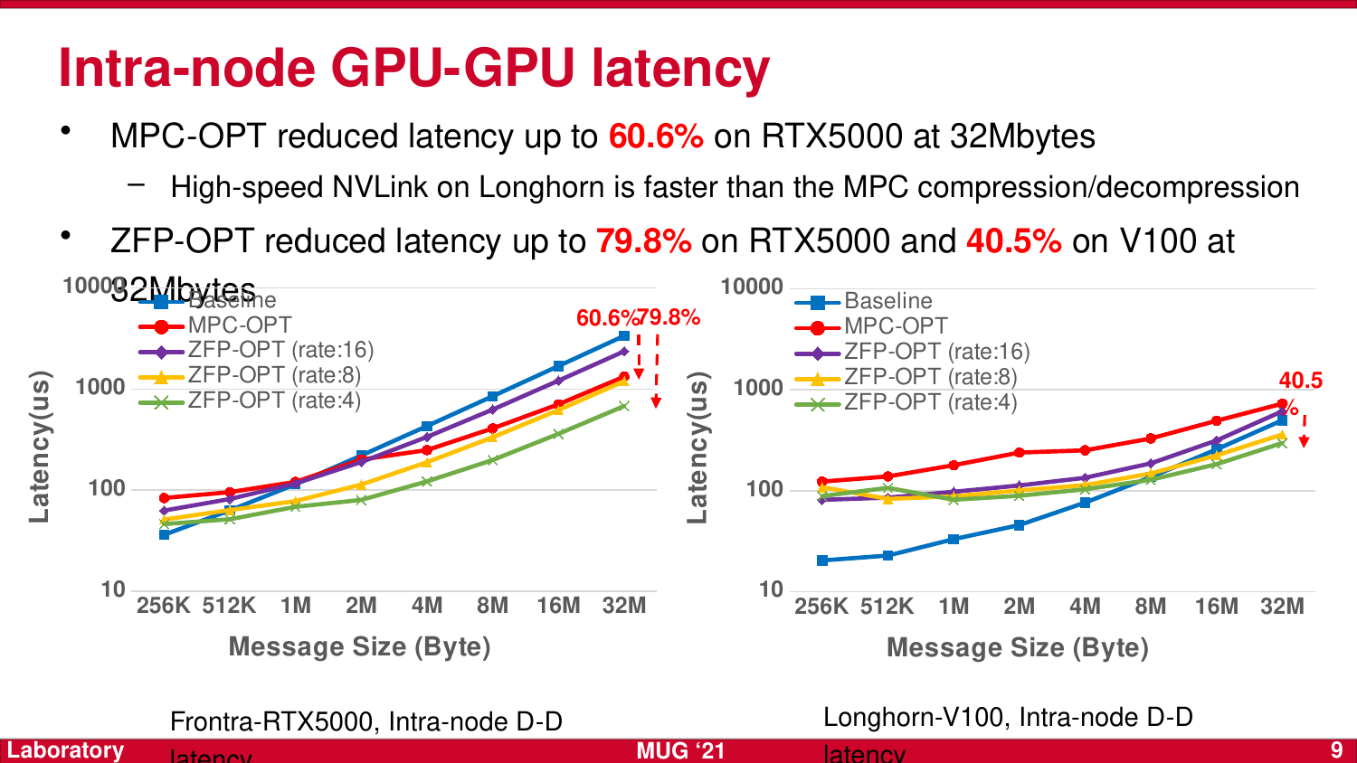# Intra-node GPU-GPU latency

- MPC-OPT reduced latency up to **60.6%** on RTX5000 at 32Mbytes
  - High-speed NVLink on Longhorn is faster than the MPC compression/decompression
- ZFP-OPT reduced latency up to **79.8%** on RTX5000 and **40.5%** on V100 at 32Mbytes

Frontra-RTX5000, Intra-node D-D latency

Longhorn-V100, Intra-node D-D latency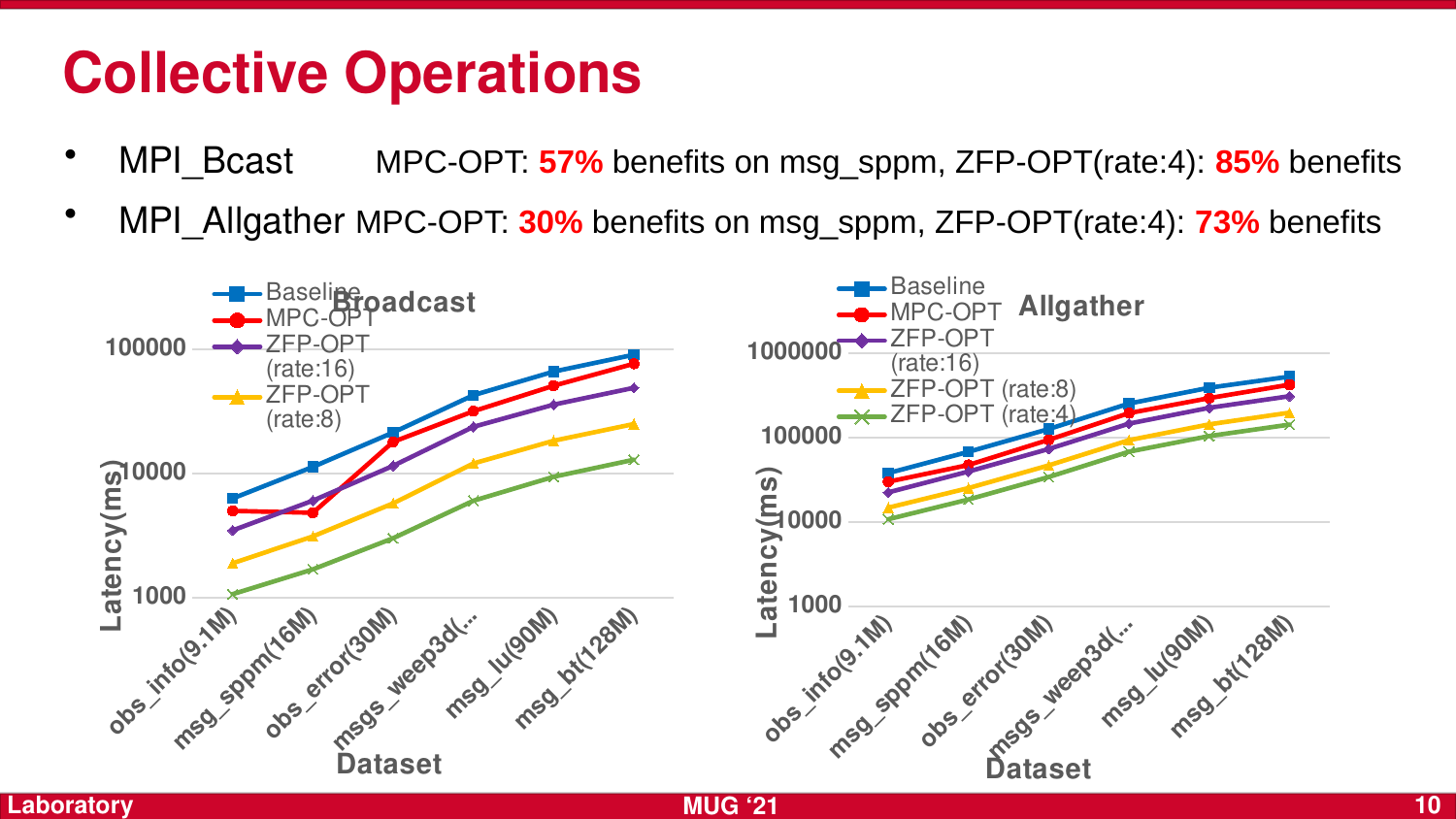# Collective Operations

- MPI_Bcast MPC-OPT: **57%** benefits on msg_sppm, ZFP-OPT(rate:4): **85%** benefits
- MPI_Allgather MPC-OPT: **30%** benefits on msg_sppm, ZFP-OPT(rate:4): **73%** benefits

**Broadcast**

Legend: Baseline, MPC-OPT, ZFP-OPT (rate:16), ZFP-OPT (rate:8)

Y-axis: Latency(ms) — 1000, 10000, 100000

X-axis: Dataset — obs_info(9.1M), msg_sppm(16M), obs_error(30M), msgs_weep3d(..., msg_lu(90M), msg_bt(128M)

**Allgather**

Legend: Baseline, MPC-OPT, ZFP-OPT (rate:16), ZFP-OPT (rate:8), ZFP-OPT (rate:4)

Y-axis: Latency(ms) — 1000, 10000, 100000, 1000000

X-axis: Dataset — obs_info(9.1M), msg_sppm(16M), obs_error(30M), msgs_weep3d(..., msg_lu(90M), msg_bt(128M)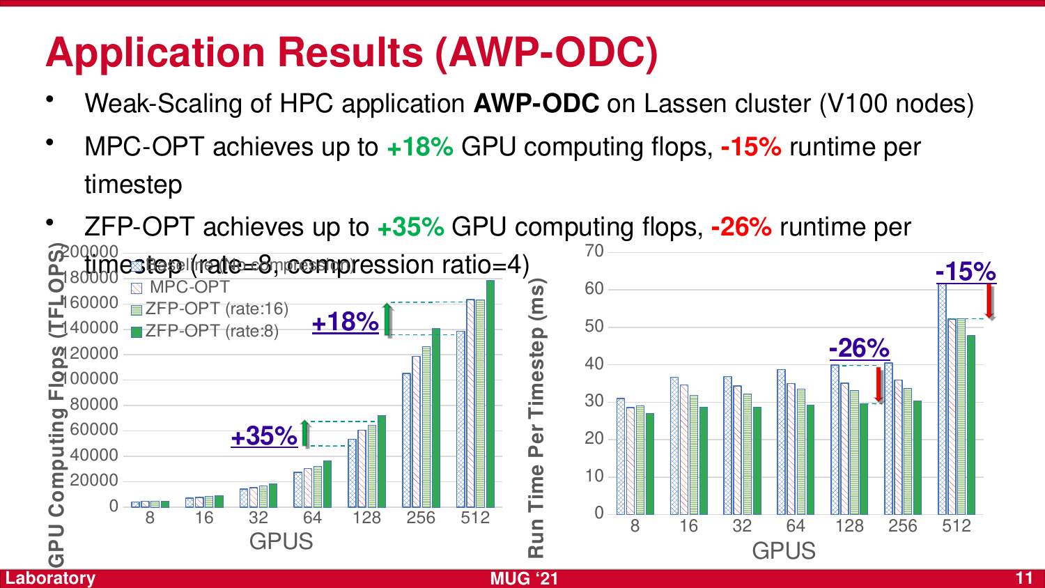# Application Results (AWP-ODC)

- Weak-Scaling of HPC application **AWP-ODC** on Lassen cluster (V100 nodes)
- MPC-OPT achieves up to **+18%** GPU computing flops, **-15%** runtime per timestep
- ZFP-OPT achieves up to **+35%** GPU computing flops, **-26%** runtime per timestep (rate=8, compression ratio=4)

GPU Computing Flops (TFLOPS)

Legend: Baseline (No compression), MPC-OPT, ZFP-OPT (rate:16), ZFP-OPT (rate:8)

Y-axis: 0, 20000, 40000, 60000, 80000, 100000, 120000, 140000, 160000, 180000, 200000

X-axis (GPUS): 8, 16, 32, 64, 128, 256, 512

Annotations: +35%, +18%

Run Time Per Timestep (ms)

Y-axis: 0, 10, 20, 30, 40, 50, 60, 70

X-axis (GPUS): 8, 16, 32, 64, 128, 256, 512

Annotations: -26%, -15%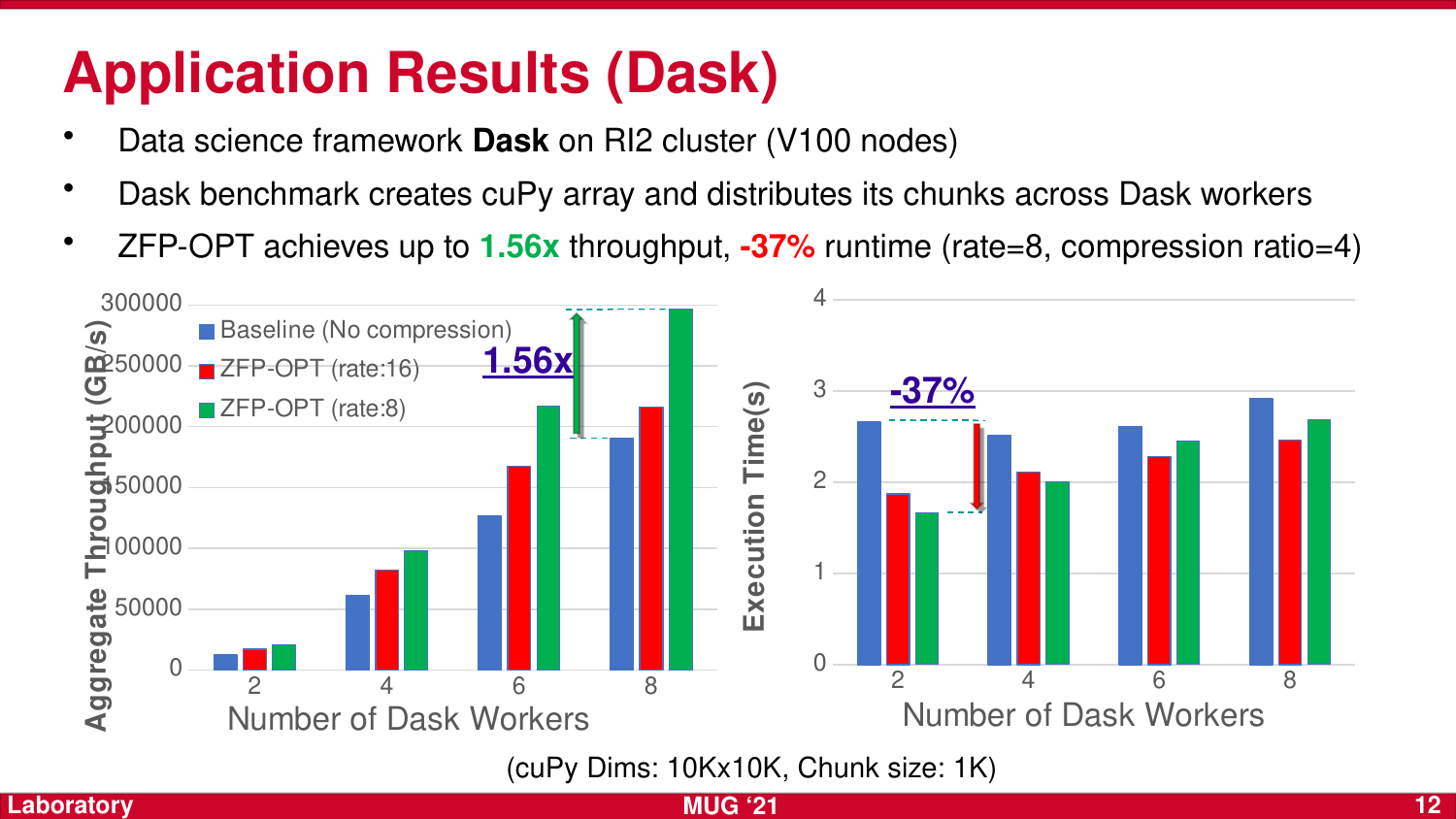# Application Results (Dask)

- Data science framework **Dask** on RI2 cluster (V100 nodes)
- Dask benchmark creates cuPy array and distributes its chunks across Dask workers
- ZFP-OPT achieves up to **1.56x** throughput, **-37%** runtime (rate=8, compression ratio=4)

(cuPy Dims: 10Kx10K, Chunk size: 1K)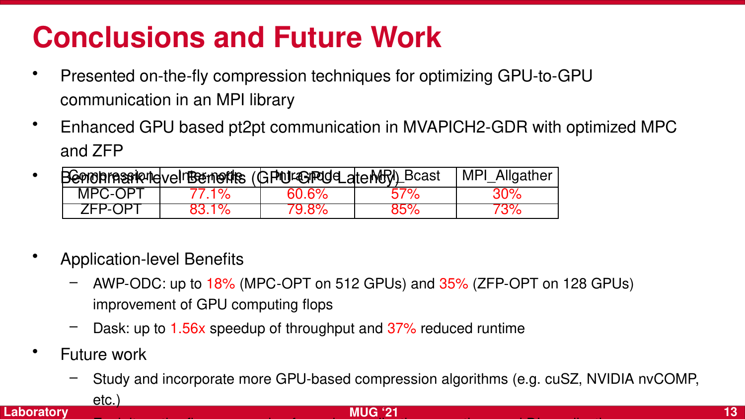# Conclusions and Future Work

- Presented on-the-fly compression techniques for optimizing GPU-to-GPU communication in an MPI library
- Enhanced GPU based pt2pt communication in MVAPICH2-GDR with optimized MPC and ZFP
- Benchmark-level Benefits (GPU-GPU Latency)

| Compression | Inter-node | Intra-node | MPI_Bcast | MPI_Allgather |
|---|---|---|---|---|
| MPC-OPT | 77.1% | 60.6% | 57% | 30% |
| ZFP-OPT | 83.1% | 79.8% | 85% | 73% |

- Application-level Benefits
  - AWP-ODC: up to 18% (MPC-OPT on 512 GPUs) and 35% (ZFP-OPT on 128 GPUs) improvement of GPU computing flops
  - Dask: up to 1.56x speedup of throughput and 37% reduced runtime
- Future work
  - Study and incorporate more GPU-based compression algorithms (e.g. cuSZ, NVIDIA nvCOMP, etc.)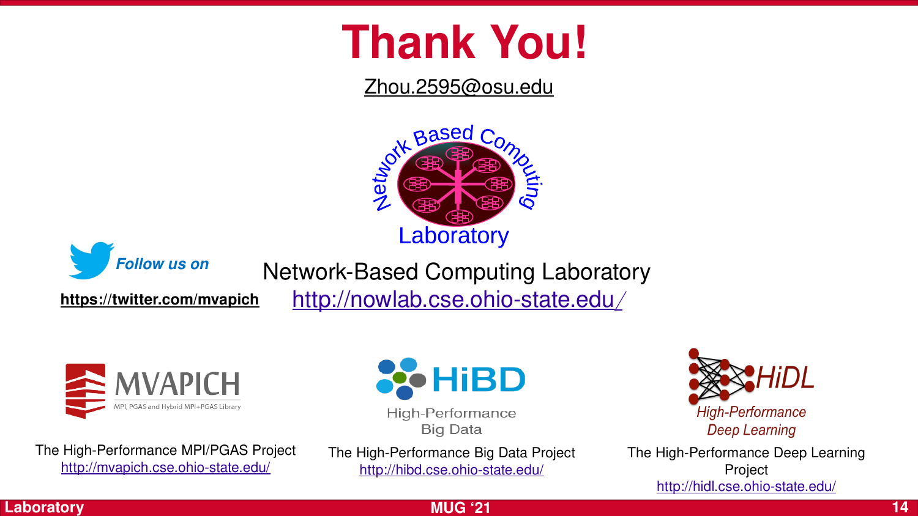# Thank You!

Zhou.2595@osu.edu

Follow us on

https://twitter.com/mvapich

Network-Based Computing Laboratory

http://nowlab.cse.ohio-state.edu/

The High-Performance MPI/PGAS Project
http://mvapich.cse.ohio-state.edu/

The High-Performance Big Data Project
http://hibd.cse.ohio-state.edu/

The High-Performance Deep Learning Project
http://hidl.cse.ohio-state.edu/